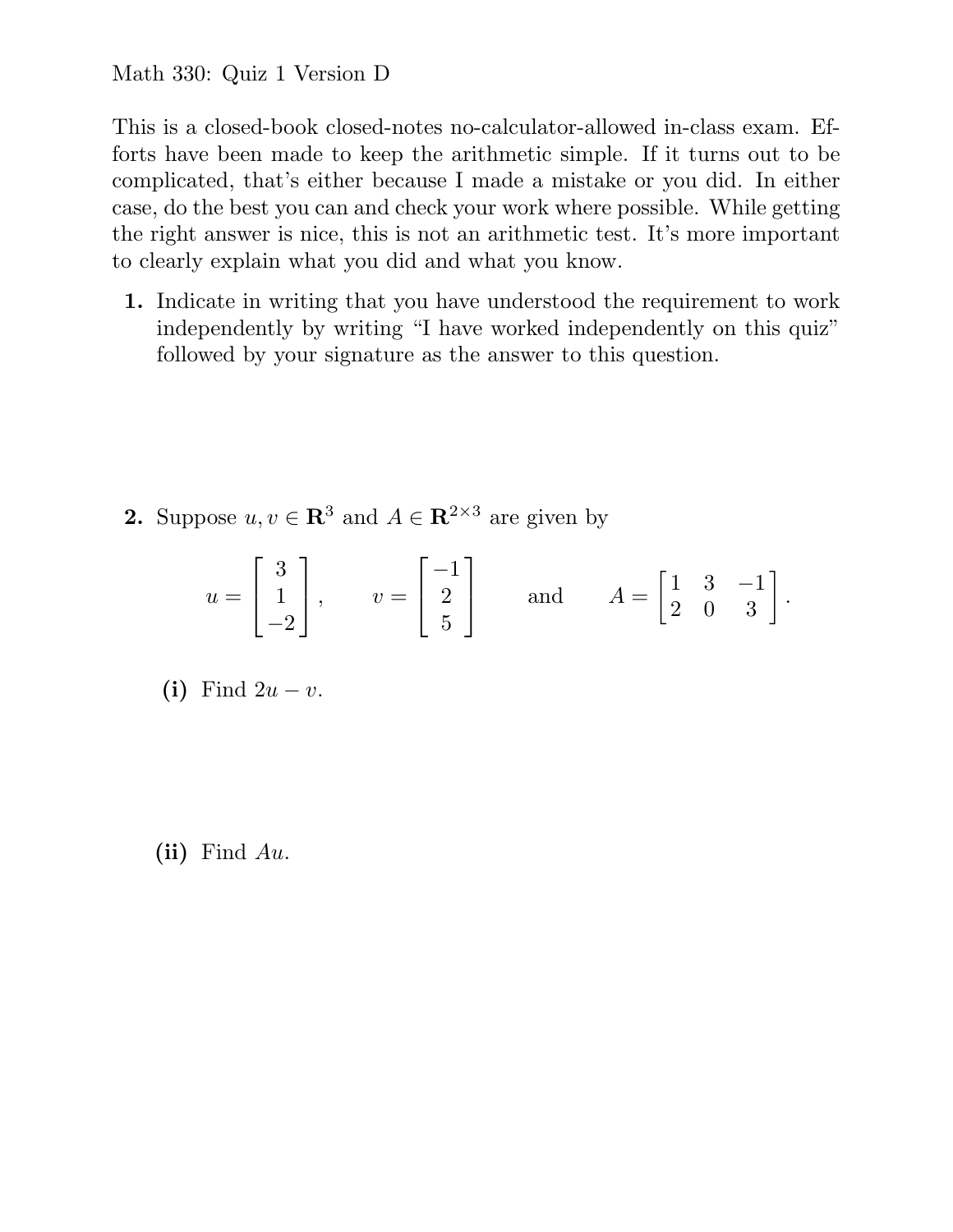Math 330: Quiz 1 Version D

This is a closed-book closed-notes no-calculator-allowed in-class exam. Efforts have been made to keep the arithmetic simple. If it turns out to be complicated, that's either because I made a mistake or you did. In either case, do the best you can and check your work where possible. While getting the right answer is nice, this is not an arithmetic test. It's more important to clearly explain what you did and what you know.

**1.** Indicate in writing that you have understood the requirement to work independently by writing "I have worked independently on this quiz" followed by your signature as the answer to this question.

**2.** Suppose $u, v \in \mathbf{R}^3$ and $A \in \mathbf{R}^{2\times 3}$ are given by

$$u = \begin{bmatrix} 3 \\ 1 \\ -2 \end{bmatrix}, \qquad v = \begin{bmatrix} -1 \\ 2 \\ 5 \end{bmatrix} \qquad \text{and} \qquad A = \begin{bmatrix} 1 & 3 & -1 \\ 2 & 0 & 3 \end{bmatrix}.$$

**(i)** Find $2u - v$.

**(ii)** Find $Au$.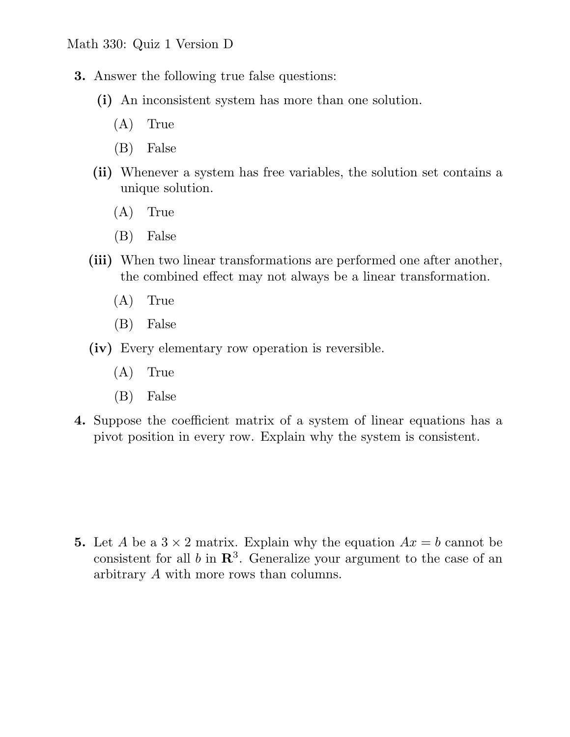Math 330: Quiz 1 Version D

**3.** Answer the following true false questions:

**(i)** An inconsistent system has more than one solution.

(A) True

(B) False

**(ii)** Whenever a system has free variables, the solution set contains a unique solution.

(A) True

(B) False

**(iii)** When two linear transformations are performed one after another, the combined effect may not always be a linear transformation.

(A) True

(B) False

**(iv)** Every elementary row operation is reversible.

(A) True

(B) False

**4.** Suppose the coefficient matrix of a system of linear equations has a pivot position in every row. Explain why the system is consistent.

**5.** Let $A$ be a $3 \times 2$ matrix. Explain why the equation $Ax = b$ cannot be consistent for all $b$ in $\mathbf{R}^3$. Generalize your argument to the case of an arbitrary $A$ with more rows than columns.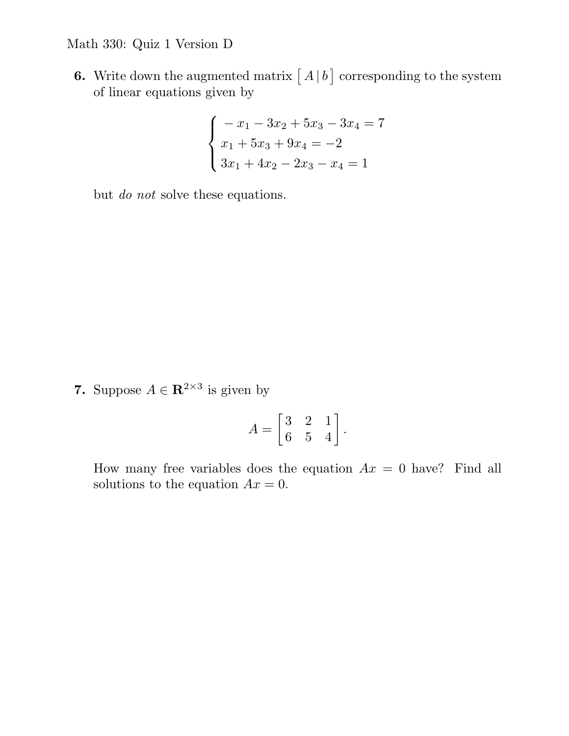Math 330: Quiz 1 Version D

**6.** Write down the augmented matrix $\left[\, A \,|\, b \,\right]$ corresponding to the system of linear equations given by

$$\begin{cases} -x_1 - 3x_2 + 5x_3 - 3x_4 = 7 \\ x_1 + 5x_3 + 9x_4 = -2 \\ 3x_1 + 4x_2 - 2x_3 - x_4 = 1 \end{cases}$$

but *do not* solve these equations.

**7.** Suppose $A \in \mathbf{R}^{2\times 3}$ is given by

$$A = \begin{bmatrix} 3 & 2 & 1 \\ 6 & 5 & 4 \end{bmatrix}.$$

How many free variables does the equation $Ax = 0$ have? Find all solutions to the equation $Ax = 0$.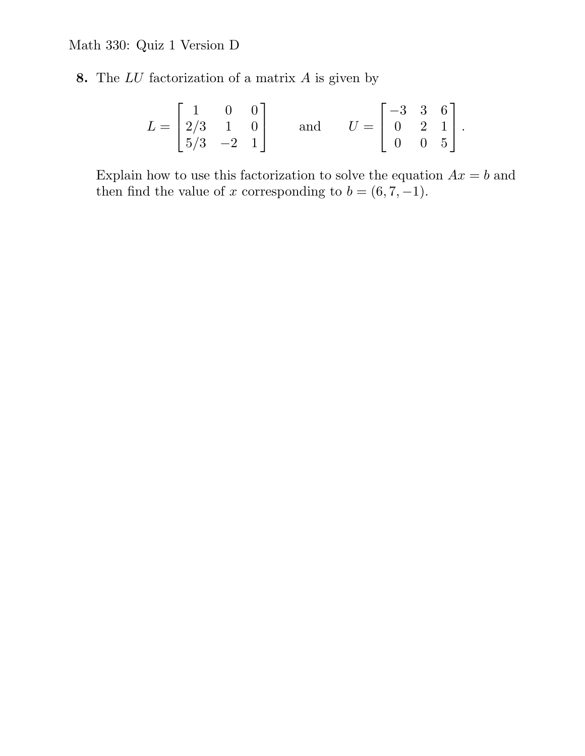Math 330: Quiz 1 Version D

**8.** The $LU$ factorization of a matrix $A$ is given by

$$L = \begin{bmatrix} 1 & 0 & 0 \\ 2/3 & 1 & 0 \\ 5/3 & -2 & 1 \end{bmatrix} \qquad \text{and} \qquad U = \begin{bmatrix} -3 & 3 & 6 \\ 0 & 2 & 1 \\ 0 & 0 & 5 \end{bmatrix}.$$

Explain how to use this factorization to solve the equation $Ax = b$ and then find the value of $x$ corresponding to $b = (6, 7, -1)$.